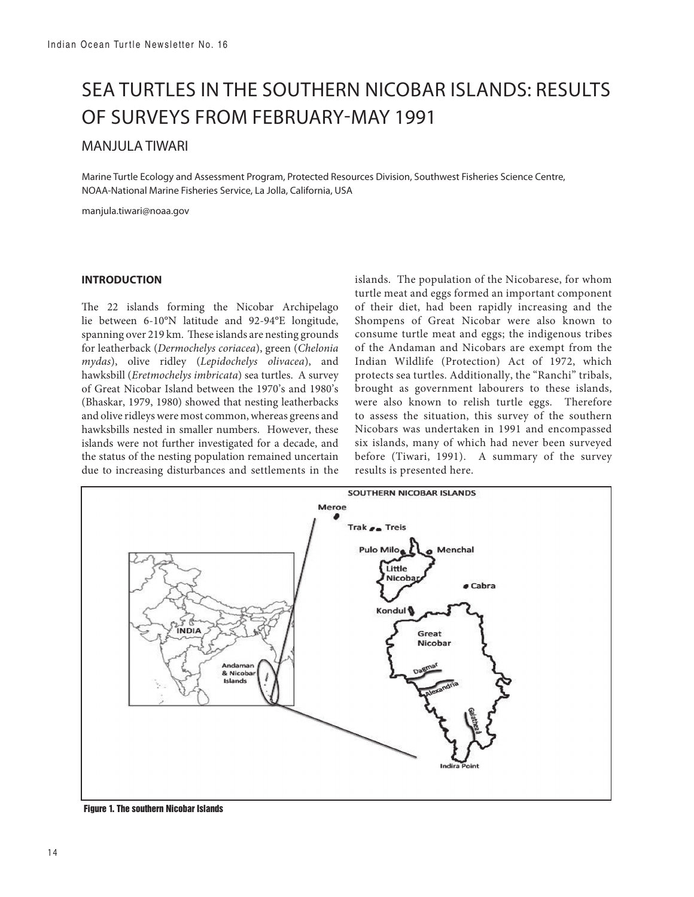# SEA TURTLES IN THE SOUTHERN NICOBAR ISLANDS: RESULTS OF SURVEYS FROM FEBRUARY-MAY 1991

## MANJULA TIWARI

Marine Turtle Ecology and Assessment Program, Protected Resources Division, Southwest Fisheries Science Centre, NOAA-National Marine Fisheries Service, La Jolla, California, USA

manjula.tiwari@noaa.gov

### INTRODUCTION

The 22 islands forming the Nicobar Archipelago lie between 6-10°N latitude and 92-94°E longitude, spanning over 219 km. These islands are nesting grounds for leatherback (*Dermochelys coriacea*), green (*Chelonia mydas*), olive ridley (*Lepidochelys olivacea*), and hawksbill (*Eretmochelys imbricata*) sea turtles. A survey of Great Nicobar Island between the 1970's and 1980's (Bhaskar, 1979, 1980) showed that nesting leatherbacks and olive ridleys were most common, whereas greens and hawksbills nested in smaller numbers. However, these islands were not further investigated for a decade, and the status of the nesting population remained uncertain due to increasing disturbances and settlements in the islands. The population of the Nicobarese, for whom turtle meat and eggs formed an important component of their diet, had been rapidly increasing and the Shompens of Great Nicobar were also known to consume turtle meat and eggs; the indigenous tribes of the Andaman and Nicobars are exempt from the Indian Wildlife (Protection) Act of 1972, which protects sea turtles. Additionally, the "Ranchi" tribals, brought as government labourers to these islands, were also known to relish turtle eggs. Therefore to assess the situation, this survey of the southern Nicobars was undertaken in 1991 and encompassed six islands, many of which had never been surveyed before (Tiwari, 1991). A summary of the survey results is presented here.

Figure 1. The southern Nicobar Islands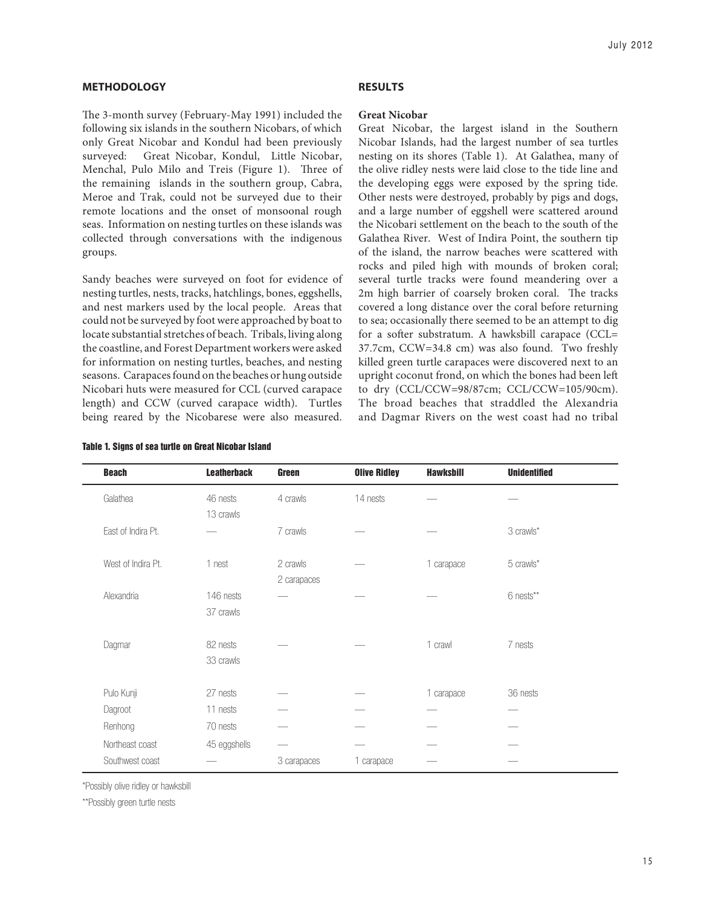## METHODOLOGY

The 3-month survey (February-May 1991) included the following six islands in the southern Nicobars, of which only Great Nicobar and Kondul had been previously surveyed: Great Nicobar, Kondul, Little Nicobar, Menchal, Pulo Milo and Treis (Figure 1). Three of the remaining islands in the southern group, Cabra, Meroe and Trak, could not be surveyed due to their remote locations and the onset of monsoonal rough seas. Information on nesting turtles on these islands was collected through conversations with the indigenous groups.

Sandy beaches were surveyed on foot for evidence of nesting turtles, nests, tracks, hatchlings, bones, eggshells, and nest markers used by the local people. Areas that could not be surveyed by foot were approached by boat to locate substantial stretches of beach. Tribals, living along the coastline, and Forest Department workers were asked for information on nesting turtles, beaches, and nesting seasons. Carapaces found on the beaches or hung outside Nicobari huts were measured for CCL (curved carapace length) and CCW (curved carapace width). Turtles being reared by the Nicobarese were also measured.

## RESULTS

### Great Nicobar

Great Nicobar, the largest island in the Southern Nicobar Islands, had the largest number of sea turtles nesting on its shores (Table 1). At Galathea, many of the olive ridley nests were laid close to the tide line and the developing eggs were exposed by the spring tide. Other nests were destroyed, probably by pigs and dogs, and a large number of eggshell were scattered around the Nicobari settlement on the beach to the south of the Galathea River. West of Indira Point, the southern tip of the island, the narrow beaches were scattered with rocks and piled high with mounds of broken coral; several turtle tracks were found meandering over a 2m high barrier of coarsely broken coral. The tracks covered a long distance over the coral before returning to sea; occasionally there seemed to be an attempt to dig for a softer substratum. A hawksbill carapace (CCL= 37.7cm, CCW=34.8 cm) was also found. Two freshly killed green turtle carapaces were discovered next to an upright coconut frond, on which the bones had been left to dry (CCL/CCW=98/87cm; CCL/CCW=105/90cm). The broad beaches that straddled the Alexandria and Dagmar Rivers on the west coast had no tribal

**Table 1. Signs of sea turtle on Great Nicobar Island**

| Beach | Leatherback | Green | Olive Ridley | Hawksbill | Unidentified |
|---|---|---|---|---|---|
| Galathea | 46 nests<br>13 crawls | 4 crawls | 14 nests | — | — |
| East of Indira Pt. | — | 7 crawls | — | — | 3 crawls* |
| West of Indira Pt. | 1 nest | 2 crawls<br>2 carapaces | — | 1 carapace | 5 crawls* |
| Alexandria | 146 nests<br>37 crawls | — | — | — | 6 nests** |
| Dagmar | 82 nests<br>33 crawls | — | — | 1 crawl | 7 nests |
| Pulo Kunji | 27 nests | — | — | 1 carapace | 36 nests |
| Dagroot | 11 nests | — | — | — | — |
| Renhong | 70 nests | — | — | — | — |
| Northeast coast | 45 eggshells | — | — | — | — |
| Southwest coast | — | 3 carapaces | 1 carapace | — | — |

*Possibly olive ridley or hawksbill

**Possibly green turtle nests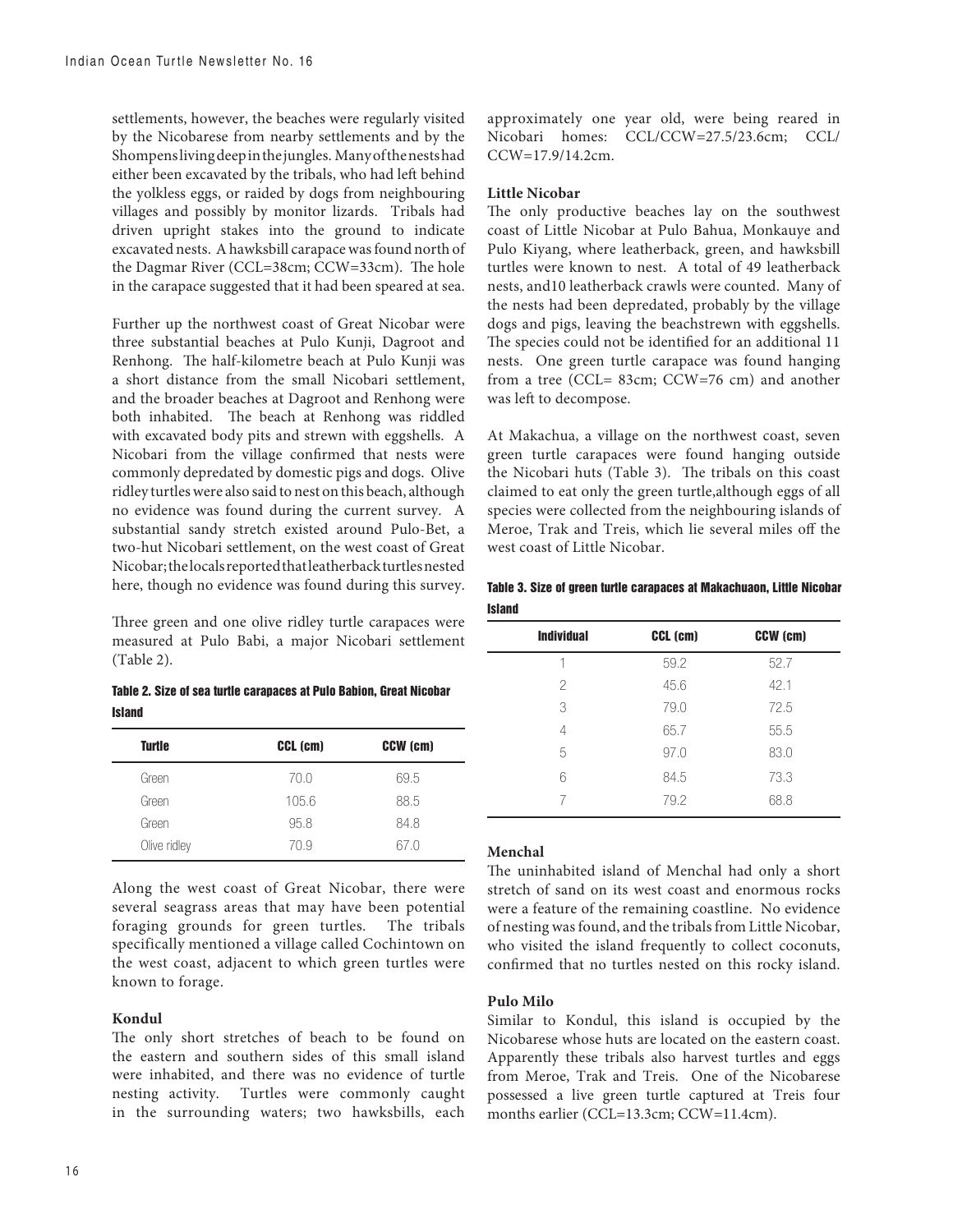settlements, however, the beaches were regularly visited by the Nicobarese from nearby settlements and by the Shompens living deep in the jungles. Many of the nests had either been excavated by the tribals, who had left behind the yolkless eggs, or raided by dogs from neighbouring villages and possibly by monitor lizards. Tribals had driven upright stakes into the ground to indicate excavated nests. A hawksbill carapace was found north of the Dagmar River (CCL=38cm; CCW=33cm). The hole in the carapace suggested that it had been speared at sea.

Further up the northwest coast of Great Nicobar were three substantial beaches at Pulo Kunji, Dagroot and Renhong. The half-kilometre beach at Pulo Kunji was a short distance from the small Nicobari settlement, and the broader beaches at Dagroot and Renhong were both inhabited. The beach at Renhong was riddled with excavated body pits and strewn with eggshells. A Nicobari from the village confirmed that nests were commonly depredated by domestic pigs and dogs. Olive ridley turtles were also said to nest on this beach, although no evidence was found during the current survey. A substantial sandy stretch existed around Pulo-Bet, a two-hut Nicobari settlement, on the west coast of Great Nicobar; the locals reported that leatherback turtles nested here, though no evidence was found during this survey.

Three green and one olive ridley turtle carapaces were measured at Pulo Babi, a major Nicobari settlement (Table 2).

**Table 2. Size of sea turtle carapaces at Pulo Babion, Great Nicobar Island**

| Turtle | CCL (cm) | CCW (cm) |
|---|---|---|
| Green | 70.0 | 69.5 |
| Green | 105.6 | 88.5 |
| Green | 95.8 | 84.8 |
| Olive ridley | 70.9 | 67.0 |

Along the west coast of Great Nicobar, there were several seagrass areas that may have been potential foraging grounds for green turtles. The tribals specifically mentioned a village called Cochintown on the west coast, adjacent to which green turtles were known to forage.

**Kondul**

The only short stretches of beach to be found on the eastern and southern sides of this small island were inhabited, and there was no evidence of turtle nesting activity. Turtles were commonly caught in the surrounding waters; two hawksbills, each approximately one year old, were being reared in Nicobari homes: CCL/CCW=27.5/23.6cm; CCL/CCW=17.9/14.2cm.

**Little Nicobar**

The only productive beaches lay on the southwest coast of Little Nicobar at Pulo Bahua, Monkauye and Pulo Kiyang, where leatherback, green, and hawksbill turtles were known to nest. A total of 49 leatherback nests, and10 leatherback crawls were counted. Many of the nests had been depredated, probably by the village dogs and pigs, leaving the beachstrewn with eggshells. The species could not be identified for an additional 11 nests. One green turtle carapace was found hanging from a tree (CCL= 83cm; CCW=76 cm) and another was left to decompose.

At Makachua, a village on the northwest coast, seven green turtle carapaces were found hanging outside the Nicobari huts (Table 3). The tribals on this coast claimed to eat only the green turtle,although eggs of all species were collected from the neighbouring islands of Meroe, Trak and Treis, which lie several miles off the west coast of Little Nicobar.

**Table 3. Size of green turtle carapaces at Makachuaon, Little Nicobar Island**

| Individual | CCL (cm) | CCW (cm) |
|---|---|---|
| 1 | 59.2 | 52.7 |
| 2 | 45.6 | 42.1 |
| 3 | 79.0 | 72.5 |
| 4 | 65.7 | 55.5 |
| 5 | 97.0 | 83.0 |
| 6 | 84.5 | 73.3 |
| 7 | 79.2 | 68.8 |

**Menchal**

The uninhabited island of Menchal had only a short stretch of sand on its west coast and enormous rocks were a feature of the remaining coastline. No evidence of nesting was found, and the tribals from Little Nicobar, who visited the island frequently to collect coconuts, confirmed that no turtles nested on this rocky island.

**Pulo Milo**

Similar to Kondul, this island is occupied by the Nicobarese whose huts are located on the eastern coast. Apparently these tribals also harvest turtles and eggs from Meroe, Trak and Treis. One of the Nicobarese possessed a live green turtle captured at Treis four months earlier (CCL=13.3cm; CCW=11.4cm).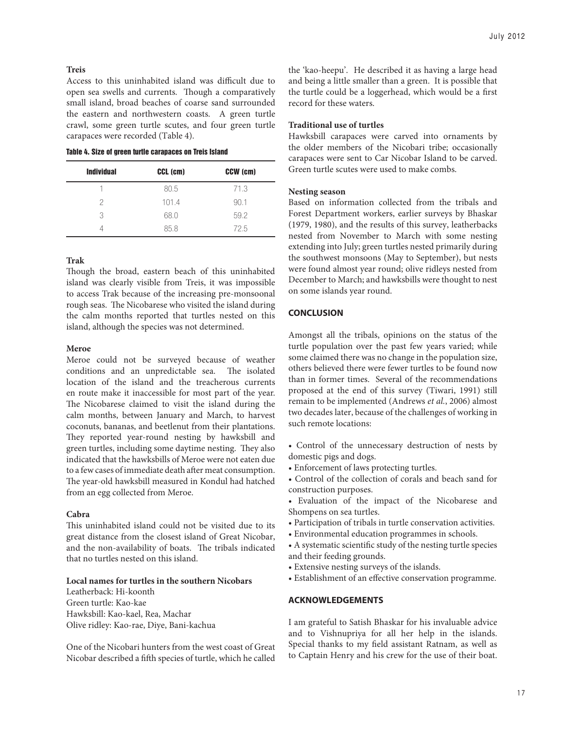### Treis

Access to this uninhabited island was difficult due to open sea swells and currents. Though a comparatively small island, broad beaches of coarse sand surrounded the eastern and northwestern coasts. A green turtle crawl, some green turtle scutes, and four green turtle carapaces were recorded (Table 4).

**Table 4. Size of green turtle carapaces on Treis Island**

| Individual | CCL (cm) | CCW (cm) |
|---|---|---|
| 1 | 80.5 | 71.3 |
| 2 | 101.4 | 90.1 |
| 3 | 68.0 | 59.2 |
| 4 | 85.8 | 72.5 |

### Trak

Though the broad, eastern beach of this uninhabited island was clearly visible from Treis, it was impossible to access Trak because of the increasing pre-monsoonal rough seas. The Nicobarese who visited the island during the calm months reported that turtles nested on this island, although the species was not determined.

### Meroe

Meroe could not be surveyed because of weather conditions and an unpredictable sea. The isolated location of the island and the treacherous currents en route make it inaccessible for most part of the year. The Nicobarese claimed to visit the island during the calm months, between January and March, to harvest coconuts, bananas, and beetlenut from their plantations. They reported year-round nesting by hawksbill and green turtles, including some daytime nesting. They also indicated that the hawksbills of Meroe were not eaten due to a few cases of immediate death after meat consumption. The year-old hawksbill measured in Kondul had hatched from an egg collected from Meroe.

### Cabra

This uninhabited island could not be visited due to its great distance from the closest island of Great Nicobar, and the non-availability of boats. The tribals indicated that no turtles nested on this island.

### Local names for turtles in the southern Nicobars

Leatherback: Hi-koonth
Green turtle: Kao-kae
Hawksbill: Kao-kael, Rea, Machar
Olive ridley: Kao-rae, Diye, Bani-kachua

One of the Nicobari hunters from the west coast of Great Nicobar described a fifth species of turtle, which he called the 'kao-heepu'. He described it as having a large head and being a little smaller than a green. It is possible that the turtle could be a loggerhead, which would be a first record for these waters.

### Traditional use of turtles

Hawksbill carapaces were carved into ornaments by the older members of the Nicobari tribe; occasionally carapaces were sent to Car Nicobar Island to be carved. Green turtle scutes were used to make combs.

### Nesting season

Based on information collected from the tribals and Forest Department workers, earlier surveys by Bhaskar (1979, 1980), and the results of this survey, leatherbacks nested from November to March with some nesting extending into July; green turtles nested primarily during the southwest monsoons (May to September), but nests were found almost year round; olive ridleys nested from December to March; and hawksbills were thought to nest on some islands year round.

## CONCLUSION

Amongst all the tribals, opinions on the status of the turtle population over the past few years varied; while some claimed there was no change in the population size, others believed there were fewer turtles to be found now than in former times. Several of the recommendations proposed at the end of this survey (Tiwari, 1991) still remain to be implemented (Andrews *et al.*, 2006) almost two decades later, because of the challenges of working in such remote locations:

- Control of the unnecessary destruction of nests by domestic pigs and dogs.
- Enforcement of laws protecting turtles.
- Control of the collection of corals and beach sand for construction purposes.
- Evaluation of the impact of the Nicobarese and Shompens on sea turtles.
- Participation of tribals in turtle conservation activities.
- Environmental education programmes in schools.
- A systematic scientific study of the nesting turtle species and their feeding grounds.
- Extensive nesting surveys of the islands.
- Establishment of an effective conservation programme.

## ACKNOWLEDGEMENTS

I am grateful to Satish Bhaskar for his invaluable advice and to Vishnupriya for all her help in the islands. Special thanks to my field assistant Ratnam, as well as to Captain Henry and his crew for the use of their boat.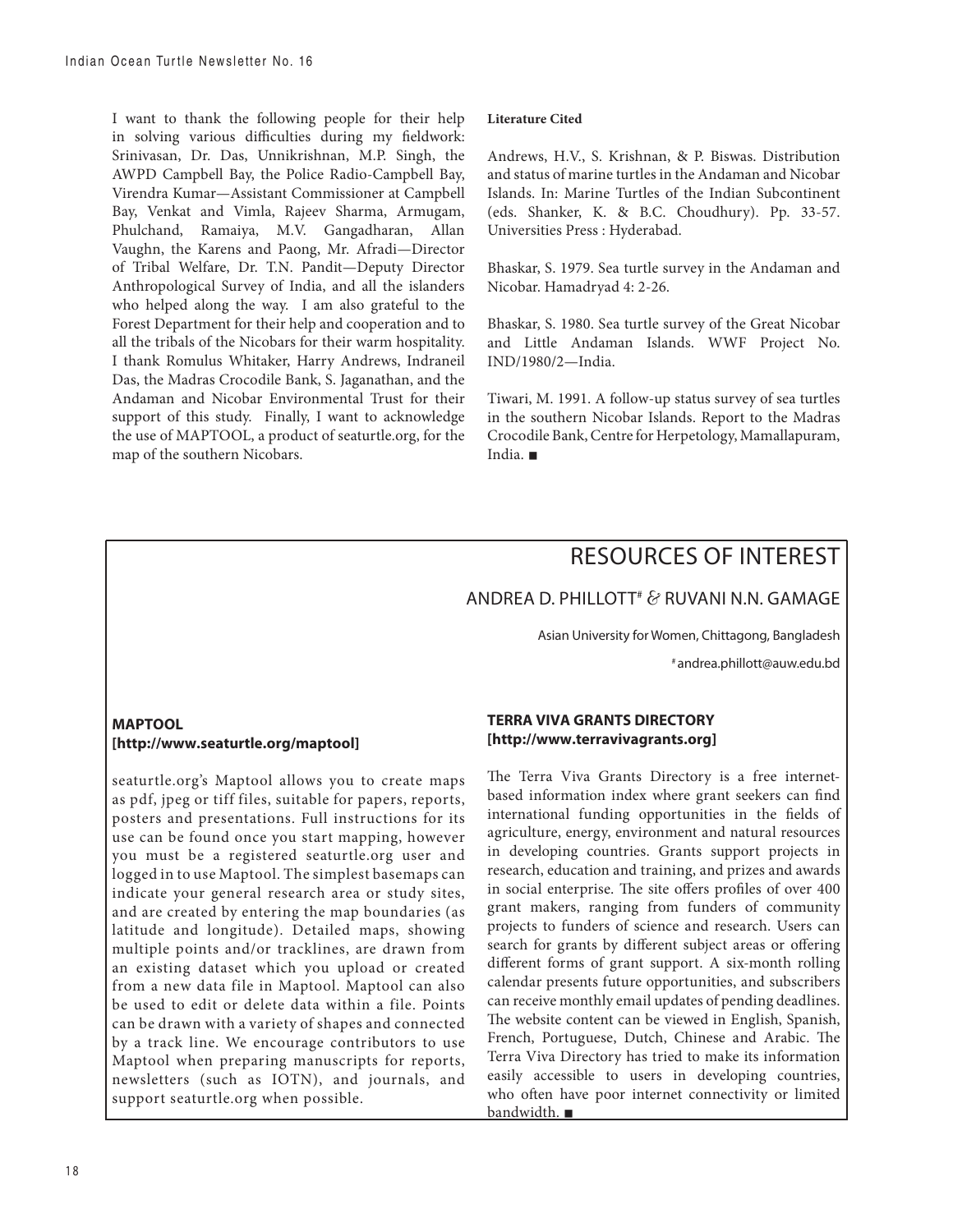I want to thank the following people for their help in solving various difficulties during my fieldwork: Srinivasan, Dr. Das, Unnikrishnan, M.P. Singh, the AWPD Campbell Bay, the Police Radio-Campbell Bay, Virendra Kumar—Assistant Commissioner at Campbell Bay, Venkat and Vimla, Rajeev Sharma, Armugam, Phulchand, Ramaiya, M.V. Gangadharan, Allan Vaughn, the Karens and Paong, Mr. Afradi—Director of Tribal Welfare, Dr. T.N. Pandit—Deputy Director Anthropological Survey of India, and all the islanders who helped along the way. I am also grateful to the Forest Department for their help and cooperation and to all the tribals of the Nicobars for their warm hospitality. I thank Romulus Whitaker, Harry Andrews, Indraneil Das, the Madras Crocodile Bank, S. Jaganathan, and the Andaman and Nicobar Environmental Trust for their support of this study. Finally, I want to acknowledge the use of MAPTOOL, a product of seaturtle.org, for the map of the southern Nicobars.

**Literature Cited**

Andrews, H.V., S. Krishnan, & P. Biswas. Distribution and status of marine turtles in the Andaman and Nicobar Islands. In: Marine Turtles of the Indian Subcontinent (eds. Shanker, K. & B.C. Choudhury). Pp. 33-57. Universities Press : Hyderabad.

Bhaskar, S. 1979. Sea turtle survey in the Andaman and Nicobar. Hamadryad 4: 2-26.

Bhaskar, S. 1980. Sea turtle survey of the Great Nicobar and Little Andaman Islands. WWF Project No. IND/1980/2—India.

Tiwari, M. 1991. A follow-up status survey of sea turtles in the southern Nicobar Islands. Report to the Madras Crocodile Bank, Centre for Herpetology, Mamallapuram, India. ■

# RESOURCES OF INTEREST

ANDREA D. PHILLOTT[#] & RUVANI N.N. GAMAGE

Asian University for Women, Chittagong, Bangladesh

[#] andrea.phillott@auw.edu.bd

### MAPTOOL [http://www.seaturtle.org/maptool]

seaturtle.org's Maptool allows you to create maps as pdf, jpeg or tiff files, suitable for papers, reports, posters and presentations. Full instructions for its use can be found once you start mapping, however you must be a registered seaturtle.org user and logged in to use Maptool. The simplest basemaps can indicate your general research area or study sites, and are created by entering the map boundaries (as latitude and longitude). Detailed maps, showing multiple points and/or tracklines, are drawn from an existing dataset which you upload or created from a new data file in Maptool. Maptool can also be used to edit or delete data within a file. Points can be drawn with a variety of shapes and connected by a track line. We encourage contributors to use Maptool when preparing manuscripts for reports, newsletters (such as IOTN), and journals, and support seaturtle.org when possible.

### TERRA VIVA GRANTS DIRECTORY [http://www.terravivagrants.org]

The Terra Viva Grants Directory is a free internet-based information index where grant seekers can find international funding opportunities in the fields of agriculture, energy, environment and natural resources in developing countries. Grants support projects in research, education and training, and prizes and awards in social enterprise. The site offers profiles of over 400 grant makers, ranging from funders of community projects to funders of science and research. Users can search for grants by different subject areas or offering different forms of grant support. A six-month rolling calendar presents future opportunities, and subscribers can receive monthly email updates of pending deadlines. The website content can be viewed in English, Spanish, French, Portuguese, Dutch, Chinese and Arabic. The Terra Viva Directory has tried to make its information easily accessible to users in developing countries, who often have poor internet connectivity or limited bandwidth. ■